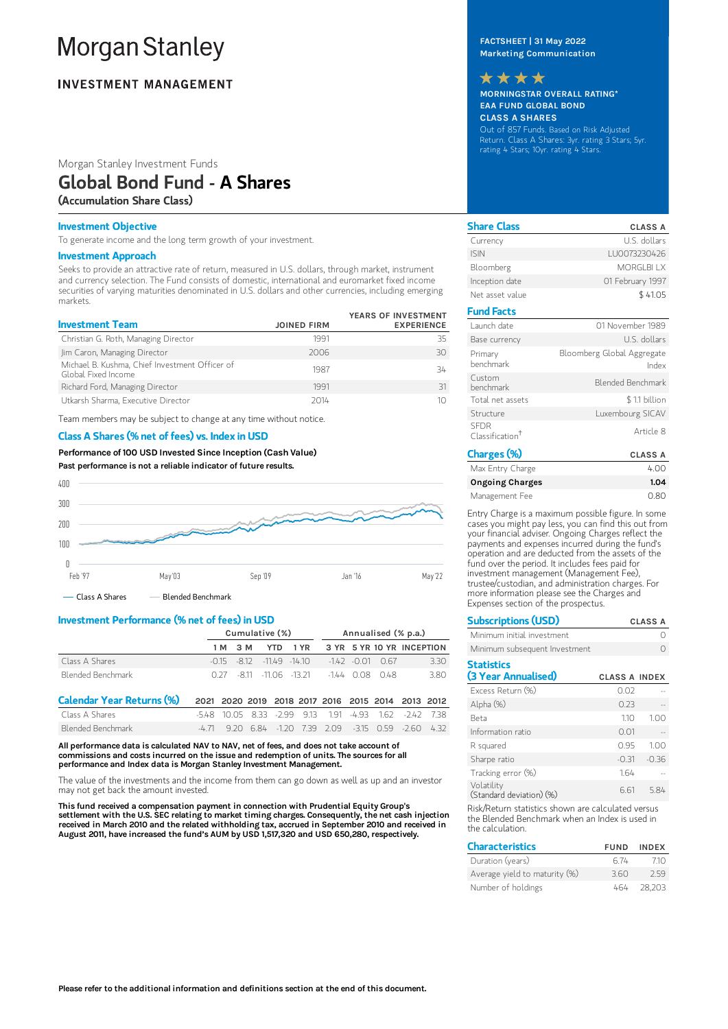# Morgan Stanley

**INVESTMENT MANAGEMENT**

Morgan Stanley Investment Funds

## Global Bond Fund - A Shares

**(Accumulation Share Class)**

**FACTSHEET | 31 May 2022**
**Marketing Communication**

★★★★

**MORNINGSTAR OVERALL RATING***
**EAA FUND GLOBAL BOND**
**CLASS A SHARES**

Out of 857 Funds. Based on Risk Adjusted Return. Class A Shares: 3yr. rating 3 Stars; 5yr. rating 4 Stars; 10yr. rating 4 Stars.

### Investment Objective

To generate income and the long term growth of your investment.

### Investment Approach

Seeks to provide an attractive rate of return, measured in U.S. dollars, through market, instrument and currency selection. The Fund consists of domestic, international and euromarket fixed income securities of varying maturities denominated in U.S. dollars and other currencies, including emerging markets.

| Investment Team | JOINED FIRM | YEARS OF INVESTMENT EXPERIENCE |
|---|---|---|
| Christian G. Roth, Managing Director | 1991 | 35 |
| Jim Caron, Managing Director | 2006 | 30 |
| Michael B. Kushma, Chief Investment Officer of Global Fixed Income | 1987 | 34 |
| Richard Ford, Managing Director | 1991 | 31 |
| Utkarsh Sharma, Executive Director | 2014 | 10 |

Team members may be subject to change at any time without notice.

### Class A Shares (% net of fees) vs. Index in USD

**Performance of 100 USD Invested Since Inception (Cash Value)**

**Past performance is not a reliable indicator of future results.**

— Class A Shares — Blended Benchmark

### Investment Performance (% net of fees) in USD

| | Cumulative (%) | | | | Annualised (% p.a.) | | | |
|---|---|---|---|---|---|---|---|---|
| | 1 M | 3 M | YTD | 1 YR | 3 YR | 5 YR | 10 YR | INCEPTION |
| Class A Shares | -0.15 | -8.12 | -11.49 | -14.10 | -1.42 | -0.01 | 0.67 | 3.30 |
| Blended Benchmark | 0.27 | -8.11 | -11.06 | -13.21 | -1.44 | 0.08 | 0.48 | 3.80 |

| Calendar Year Returns (%) | 2021 | 2020 | 2019 | 2018 | 2017 | 2016 | 2015 | 2014 | 2013 | 2012 |
|---|---|---|---|---|---|---|---|---|---|---|
| Class A Shares | -5.48 | 10.05 | 8.33 | -2.99 | 9.13 | 1.91 | -4.93 | 1.62 | -2.42 | 7.38 |
| Blended Benchmark | -4.71 | 9.20 | 6.84 | -1.20 | 7.39 | 2.09 | -3.15 | 0.59 | -2.60 | 4.32 |

**All performance data is calculated NAV to NAV, net of fees, and does not take account of commissions and costs incurred on the issue and redemption of units. The sources for all performance and Index data is Morgan Stanley Investment Management.**

The value of the investments and the income from them can go down as well as up and an investor may not get back the amount invested.

**This fund received a compensation payment in connection with Prudential Equity Group's settlement with the U.S. SEC relating to market timing charges. Consequently, the net cash injection received in March 2010 and the related withholding tax, accrued in September 2010 and received in August 2011, have increased the fund's AUM by USD 1,517,320 and USD 650,280, respectively.**

| Share Class | CLASS A |
|---|---|
| Currency | U.S. dollars |
| ISIN | LU0073230426 |
| Bloomberg | MORGLBI LX |
| Inception date | 01 February 1997 |
| Net asset value | $ 41.05 |

| Fund Facts | |
|---|---|
| Launch date | 01 November 1989 |
| Base currency | U.S. dollars |
| Primary benchmark | Bloomberg Global Aggregate Index |
| Custom benchmark | Blended Benchmark |
| Total net assets | $ 1.1 billion |
| Structure | Luxembourg SICAV |
| SFDR Classification† | Article 8 |

| Charges (%) | CLASS A |
|---|---|
| Max Entry Charge | 4.00 |
| **Ongoing Charges** | **1.04** |
| Management Fee | 0.80 |

Entry Charge is a maximum possible figure. In some cases you might pay less, you can find this out from your financial adviser. Ongoing Charges reflect the payments and expenses incurred during the fund's operation and are deducted from the assets of the fund over the period. It includes fees paid for investment management (Management Fee), trustee/custodian, and administration charges. For more information please see the Charges and Expenses section of the prospectus.

| Subscriptions (USD) | CLASS A |
|---|---|
| Minimum initial investment | 0 |
| Minimum subsequent Investment | 0 |

| Statistics (3 Year Annualised) | CLASS A | INDEX |
|---|---|---|
| Excess Return (%) | 0.02 | -- |
| Alpha (%) | 0.23 | -- |
| Beta | 1.10 | 1.00 |
| Information ratio | 0.01 | -- |
| R squared | 0.95 | 1.00 |
| Sharpe ratio | -0.31 | -0.36 |
| Tracking error (%) | 1.64 | -- |
| Volatility (Standard deviation) (%) | 6.61 | 5.84 |

Risk/Return statistics shown are calculated versus the Blended Benchmark when an Index is used in the calculation.

| Characteristics | FUND | INDEX |
|---|---|---|
| Duration (years) | 6.74 | 7.10 |
| Average yield to maturity (%) | 3.60 | 2.59 |
| Number of holdings | 464 | 28,203 |

**Please refer to the additional information and definitions section at the end of this document.**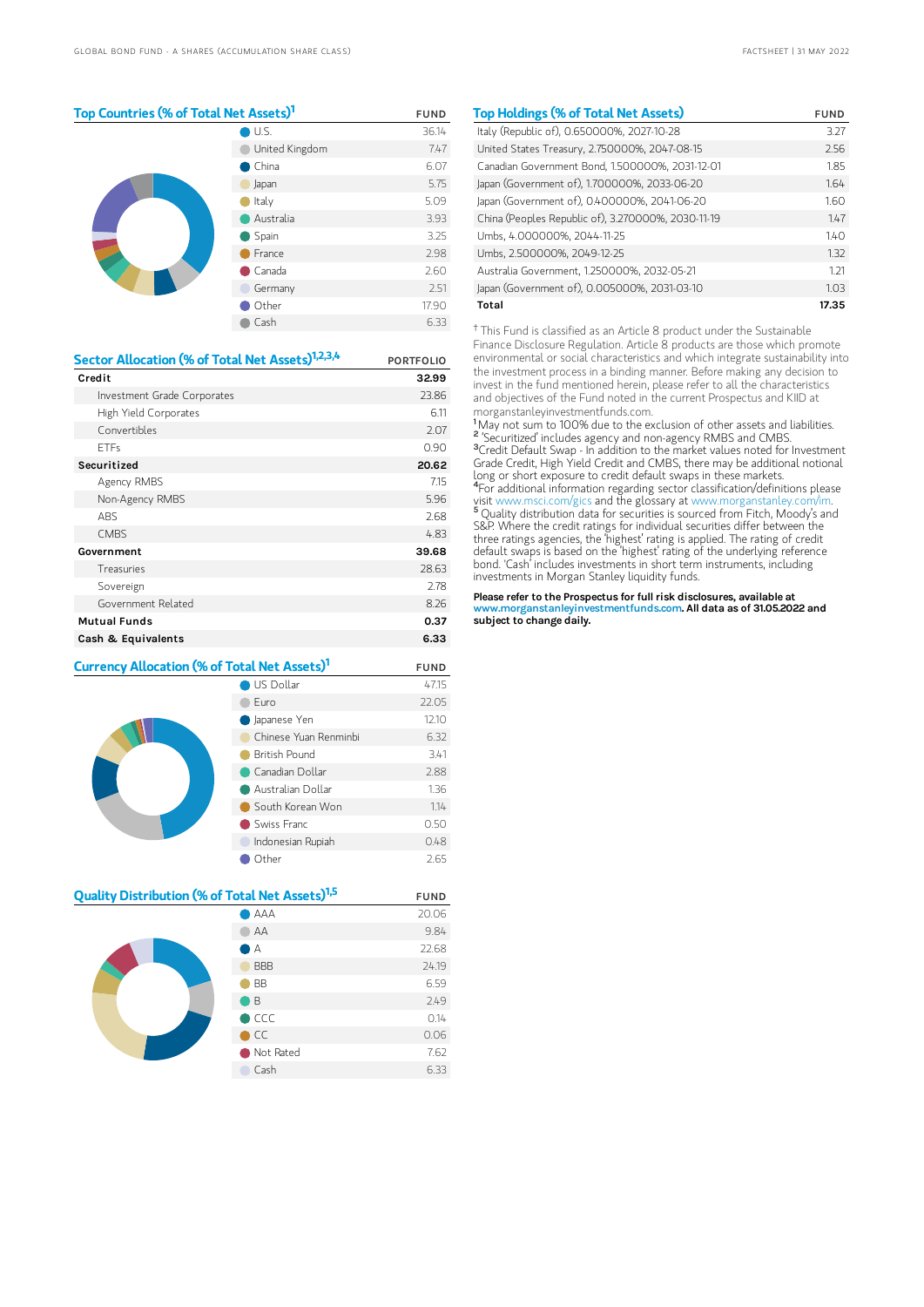## Top Countries (% of Total Net Assets)[1]

| | FUND |
|---|---|
| U.S. | 36.14 |
| United Kingdom | 7.47 |
| China | 6.07 |
| Japan | 5.75 |
| Italy | 5.09 |
| Australia | 3.93 |
| Spain | 3.25 |
| France | 2.98 |
| Canada | 2.60 |
| Germany | 2.51 |
| Other | 17.90 |
| Cash | 6.33 |

## Sector Allocation (% of Total Net Assets)[1,2,3,4]

| | PORTFOLIO |
|---|---|
| **Credit** | **32.99** |
| Investment Grade Corporates | 23.86 |
| High Yield Corporates | 6.11 |
| Convertibles | 2.07 |
| ETFs | 0.90 |
| **Securitized** | **20.62** |
| Agency RMBS | 7.15 |
| Non-Agency RMBS | 5.96 |
| ABS | 2.68 |
| CMBS | 4.83 |
| **Government** | **39.68** |
| Treasuries | 28.63 |
| Sovereign | 2.78 |
| Government Related | 8.26 |
| **Mutual Funds** | **0.37** |
| **Cash & Equivalents** | **6.33** |

## Currency Allocation (% of Total Net Assets)[1]

| | FUND |
|---|---|
| US Dollar | 47.15 |
| Euro | 22.05 |
| Japanese Yen | 12.10 |
| Chinese Yuan Renminbi | 6.32 |
| British Pound | 3.41 |
| Canadian Dollar | 2.88 |
| Australian Dollar | 1.36 |
| South Korean Won | 1.14 |
| Swiss Franc | 0.50 |
| Indonesian Rupiah | 0.48 |
| Other | 2.65 |

## Quality Distribution (% of Total Net Assets)[1,5]

| | FUND |
|---|---|
| AAA | 20.06 |
| AA | 9.84 |
| A | 22.68 |
| BBB | 24.19 |
| BB | 6.59 |
| B | 2.49 |
| CCC | 0.14 |
| CC | 0.06 |
| Not Rated | 7.62 |
| Cash | 6.33 |

## Top Holdings (% of Total Net Assets)

| | FUND |
|---|---|
| Italy (Republic of), 0.650000%, 2027-10-28 | 3.27 |
| United States Treasury, 2.750000%, 2047-08-15 | 2.56 |
| Canadian Government Bond, 1.500000%, 2031-12-01 | 1.85 |
| Japan (Government of), 1.700000%, 2033-06-20 | 1.64 |
| Japan (Government of), 0.400000%, 2041-06-20 | 1.60 |
| China (Peoples Republic of), 3.270000%, 2030-11-19 | 1.47 |
| Umbs, 4.000000%, 2044-11-25 | 1.40 |
| Umbs, 2.500000%, 2049-12-25 | 1.32 |
| Australia Government, 1.250000%, 2032-05-21 | 1.21 |
| Japan (Government of), 0.005000%, 2031-03-10 | 1.03 |
| **Total** | **17.35** |

† This Fund is classified as an Article 8 product under the Sustainable Finance Disclosure Regulation. Article 8 products are those which promote environmental or social characteristics and which integrate sustainability into the investment process in a binding manner. Before making any decision to invest in the fund mentioned herein, please refer to all the characteristics and objectives of the Fund noted in the current Prospectus and KIID at morganstanleyinvestmentfunds.com.

[1] May not sum to 100% due to the exclusion of other assets and liabilities.

[2] 'Securitized' includes agency and non-agency RMBS and CMBS.

[3] Credit Default Swap - In addition to the market values noted for Investment Grade Credit, High Yield Credit and CMBS, there may be additional notional long or short exposure to credit default swaps in these markets.

[4] For additional information regarding sector classification/definitions please visit www.msci.com/gics and the glossary at www.morganstanley.com/im.

[5] Quality distribution data for securities is sourced from Fitch, Moody's and S&P. Where the credit ratings for individual securities differ between the three ratings agencies, the 'highest' rating is applied. The rating of credit default swaps is based on the 'highest' rating of the underlying reference bond. 'Cash' includes investments in short term instruments, including investments in Morgan Stanley liquidity funds.

**Please refer to the Prospectus for full risk disclosures, available at www.morganstanleyinvestmentfunds.com. All data as of 31.05.2022 and subject to change daily.**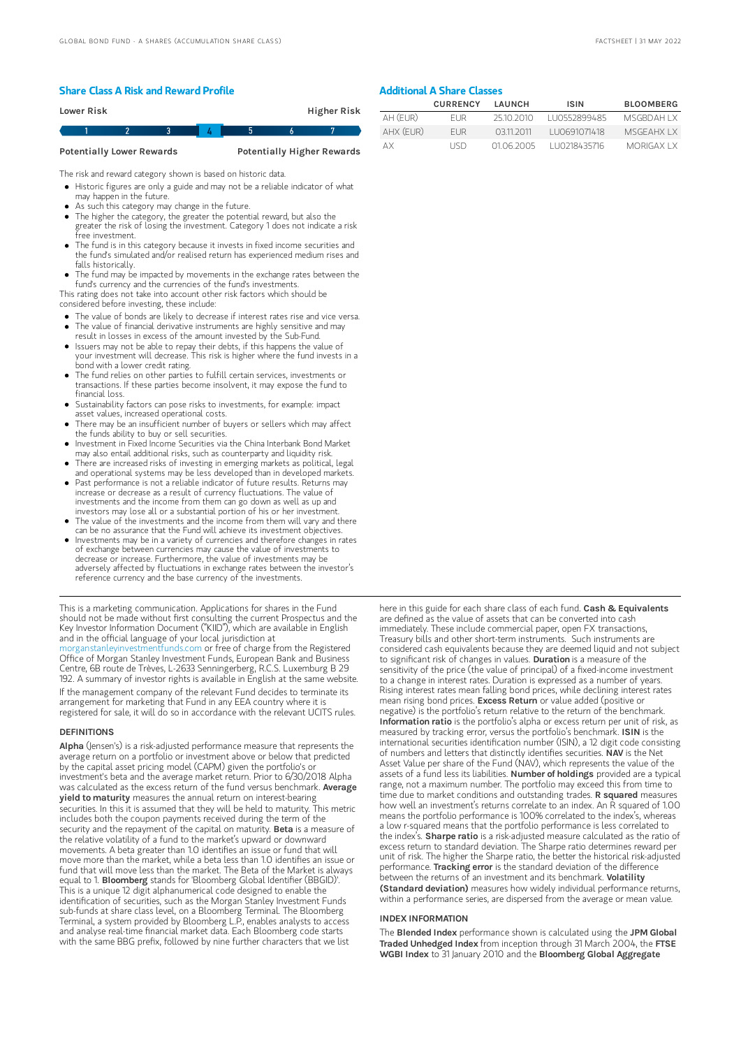## Share Class A Risk and Reward Profile

| Lower Risk | | | | | | Higher Risk |
|---|---|---|---|---|---|---|
| 1 | 2 | 3 | **4** | 5 | 6 | 7 |
| Potentially Lower Rewards | | | | | | Potentially Higher Rewards |

The risk and reward category shown is based on historic data.

- Historic figures are only a guide and may not be a reliable indicator of what may happen in the future.
- As such this category may change in the future.
- The higher the category, the greater the potential reward, but also the greater the risk of losing the investment. Category 1 does not indicate a risk free investment.
- The fund is in this category because it invests in fixed income securities and the fund's simulated and/or realised return has experienced medium rises and falls historically.
- The fund may be impacted by movements in the exchange rates between the fund's currency and the currencies of the fund's investments.

This rating does not take into account other risk factors which should be considered before investing, these include:

- The value of bonds are likely to decrease if interest rates rise and vice versa.
- The value of financial derivative instruments are highly sensitive and may result in losses in excess of the amount invested by the Sub-Fund.
- Issuers may not be able to repay their debts, if this happens the value of your investment will decrease. This risk is higher where the fund invests in a bond with a lower credit rating.
- The fund relies on other parties to fulfill certain services, investments or transactions. If these parties become insolvent, it may expose the fund to financial loss.
- Sustainability factors can pose risks to investments, for example: impact asset values, increased operational costs.
- There may be an insufficient number of buyers or sellers which may affect the funds ability to buy or sell securities.
- Investment in Fixed Income Securities via the China Interbank Bond Market may also entail additional risks, such as counterparty and liquidity risk.
- There are increased risks of investing in emerging markets as political, legal and operational systems may be less developed than in developed markets.
- Past performance is not a reliable indicator of future results. Returns may increase or decrease as a result of currency fluctuations. The value of investments and the income from them can go down as well as up and investors may lose all or a substantial portion of his or her investment.
- The value of the investments and the income from them will vary and there can be no assurance that the Fund will achieve its investment objectives.
- Investments may be in a variety of currencies and therefore changes in rates of exchange between currencies may cause the value of investments to decrease or increase. Furthermore, the value of investments may be adversely affected by fluctuations in exchange rates between the investor's reference currency and the base currency of the investments.

## Additional A Share Classes

| | CURRENCY | LAUNCH | ISIN | BLOOMBERG |
|---|---|---|---|---|
| AH (EUR) | EUR | 25.10.2010 | LU0552899485 | MSGBDAH LX |
| AHX (EUR) | EUR | 03.11.2011 | LU0691071418 | MSGEAHX LX |
| AX | USD | 01.06.2005 | LU0218435716 | MORIGAX LX |

This is a marketing communication. Applications for shares in the Fund should not be made without first consulting the current Prospectus and the Key Investor Information Document ("KIID"), which are available in English and in the official language of your local jurisdiction at morganstanleyinvestmentfunds.com or free of charge from the Registered Office of Morgan Stanley Investment Funds, European Bank and Business Centre, 6B route de Trèves, L-2633 Senningerberg, R.C.S. Luxemburg B 29 192. A summary of investor rights is available in English at the same website.

If the management company of the relevant Fund decides to terminate its arrangement for marketing that Fund in any EEA country where it is registered for sale, it will do so in accordance with the relevant UCITS rules.

### DEFINITIONS

**Alpha** (Jensen's) is a risk-adjusted performance measure that represents the average return on a portfolio or investment above or below that predicted by the capital asset pricing model (CAPM) given the portfolio's or investment's beta and the average market return. Prior to 6/30/2018 Alpha was calculated as the excess return of the fund versus benchmark. **Average yield to maturity** measures the annual return on interest-bearing securities. In this it is assumed that they will be held to maturity. This metric includes both the coupon payments received during the term of the security and the repayment of the capital on maturity. **Beta** is a measure of the relative volatility of a fund to the market's upward or downward movements. A beta greater than 1.0 identifies an issue or fund that will move more than the market, while a beta less than 1.0 identifies an issue or fund that will move less than the market. The Beta of the Market is always equal to 1. **Bloomberg** stands for 'Bloomberg Global Identifier (BBGID)'. This is a unique 12 digit alphanumerical code designed to enable the identification of securities, such as the Morgan Stanley Investment Funds sub-funds at share class level, on a Bloomberg Terminal. The Bloomberg Terminal, a system provided by Bloomberg L.P., enables analysts to access and analyse real-time financial market data. Each Bloomberg code starts with the same BBG prefix, followed by nine further characters that we list here in this guide for each share class of each fund. **Cash & Equivalents** are defined as the value of assets that can be converted into cash immediately. These include commercial paper, open FX transactions, Treasury bills and other short-term instruments. Such instruments are considered cash equivalents because they are deemed liquid and not subject to significant risk of changes in values. **Duration** is a measure of the sensitivity of the price (the value of principal) of a fixed-income investment to a change in interest rates. Duration is expressed as a number of years. Rising interest rates mean falling bond prices, while declining interest rates mean rising bond prices. **Excess Return** or value added (positive or negative) is the portfolio's return relative to the return of the benchmark. **Information ratio** is the portfolio's alpha or excess return per unit of risk, as measured by tracking error, versus the portfolio's benchmark. **ISIN** is the international securities identification number (ISIN), a 12 digit code consisting of numbers and letters that distinctly identifies securities. **NAV** is the Net Asset Value per share of the Fund (NAV), which represents the value of the assets of a fund less its liabilities. **Number of holdings** provided are a typical range, not a maximum number. The portfolio may exceed this from time to time due to market conditions and outstanding trades. **R squared** measures how well an investment's returns correlate to an index. An R squared of 1.00 means the portfolio performance is 100% correlated to the index's, whereas a low r-squared means that the portfolio performance is less correlated to the index's. **Sharpe ratio** is a risk-adjusted measure calculated as the ratio of excess return to standard deviation. The Sharpe ratio determines reward per unit of risk. The higher the Sharpe ratio, the better the historical risk-adjusted performance. **Tracking error** is the standard deviation of the difference between the returns of an investment and its benchmark. **Volatility (Standard deviation)** measures how widely individual performance returns, within a performance series, are dispersed from the average or mean value.

### INDEX INFORMATION

The **Blended Index** performance shown is calculated using the **JPM Global Traded Unhedged Index** from inception through 31 March 2004, the **FTSE WGBI Index** to 31 January 2010 and the **Bloomberg Global Aggregate**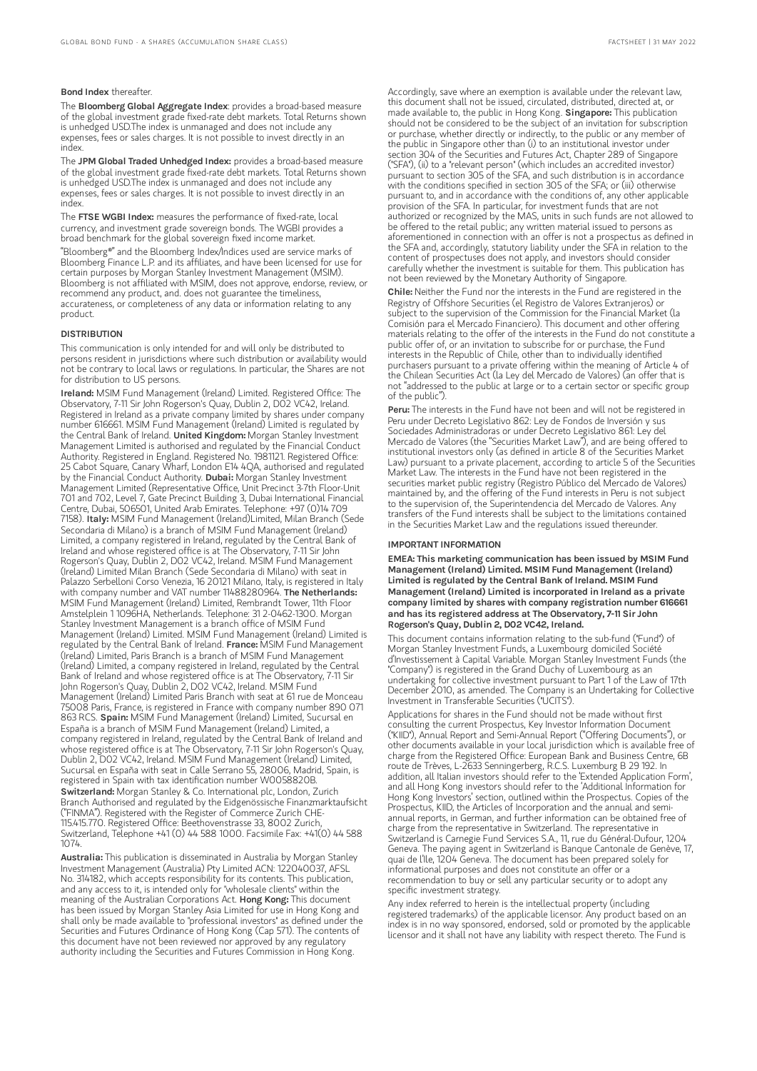**Bond Index** thereafter.

The **Bloomberg Global Aggregate Index**: provides a broad-based measure of the global investment grade fixed-rate debt markets. Total Returns shown is unhedged USD.The index is unmanaged and does not include any expenses, fees or sales charges. It is not possible to invest directly in an index.

The **JPM Global Traded Unhedged Index:** provides a broad-based measure of the global investment grade fixed-rate debt markets. Total Returns shown is unhedged USD.The index is unmanaged and does not include any expenses, fees or sales charges. It is not possible to invest directly in an index.

The **FTSE WGBI Index:** measures the performance of fixed-rate, local currency, and investment grade sovereign bonds. The WGBI provides a broad benchmark for the global sovereign fixed income market.

"Bloomberg®" and the Bloomberg Index/Indices used are service marks of Bloomberg Finance L.P. and its affiliates, and have been licensed for use for certain purposes by Morgan Stanley Investment Management (MSIM). Bloomberg is not affiliated with MSIM, does not approve, endorse, review, or recommend any product, and. does not guarantee the timeliness, accurateness, or completeness of any data or information relating to any product.

## DISTRIBUTION

This communication is only intended for and will only be distributed to persons resident in jurisdictions where such distribution or availability would not be contrary to local laws or regulations. In particular, the Shares are not for distribution to US persons.

**Ireland:** MSIM Fund Management (Ireland) Limited. Registered Office: The Observatory, 7-11 Sir John Rogerson's Quay, Dublin 2, D02 VC42, Ireland. Registered in Ireland as a private company limited by shares under company number 616661. MSIM Fund Management (Ireland) Limited is regulated by the Central Bank of Ireland. **United Kingdom:** Morgan Stanley Investment Management Limited is authorised and regulated by the Financial Conduct Authority. Registered in England. Registered No. 1981121. Registered Office: 25 Cabot Square, Canary Wharf, London E14 4QA, authorised and regulated by the Financial Conduct Authority. **Dubai:** Morgan Stanley Investment Management Limited (Representative Office, Unit Precinct 3-7th Floor-Unit 701 and 702, Level 7, Gate Precinct Building 3, Dubai International Financial Centre, Dubai, 506501, United Arab Emirates. Telephone: +97 (0)14 709 7158). **Italy:** MSIM Fund Management (Ireland)Limited, Milan Branch (Sede Secondaria di Milano) is a branch of MSIM Fund Management (Ireland) Limited, a company registered in Ireland, regulated by the Central Bank of Ireland and whose registered office is at The Observatory, 7-11 Sir John Rogerson's Quay, Dublin 2, D02 VC42, Ireland. MSIM Fund Management (Ireland) Limited Milan Branch (Sede Secondaria di Milano) with seat in Palazzo Serbelloni Corso Venezia, 16 20121 Milano, Italy, is registered in Italy with company number and VAT number 11488280964. **The Netherlands:** MSIM Fund Management (Ireland) Limited, Rembrandt Tower, 11th Floor Amstelplein 1 1096HA, Netherlands. Telephone: 31 2-0462-1300. Morgan Stanley Investment Management is a branch office of MSIM Fund Management (Ireland) Limited. MSIM Fund Management (Ireland) Limited is regulated by the Central Bank of Ireland. **France:** MSIM Fund Management (Ireland) Limited, Paris Branch is a branch of MSIM Fund Management (Ireland) Limited, a company registered in Ireland, regulated by the Central Bank of Ireland and whose registered office is at The Observatory, 7-11 Sir John Rogerson's Quay, Dublin 2, D02 VC42, Ireland. MSIM Fund Management (Ireland) Limited Paris Branch with seat at 61 rue de Monceau 75008 Paris, France, is registered in France with company number 890 071 863 RCS. **Spain:** MSIM Fund Management (Ireland) Limited, Sucursal en España is a branch of MSIM Fund Management (Ireland) Limited, a company registered in Ireland, regulated by the Central Bank of Ireland and whose registered office is at The Observatory, 7-11 Sir John Rogerson's Quay, Dublin 2, D02 VC42, Ireland. MSIM Fund Management (Ireland) Limited, Sucursal en España with seat in Calle Serrano 55, 28006, Madrid, Spain, is registered in Spain with tax identification number W0058820B. **Switzerland:** Morgan Stanley & Co. International plc, London, Zurich Branch Authorised and regulated by the Eidgenössische Finanzmarktaufsicht ("FINMA"). Registered with the Register of Commerce Zurich CHE-115.415.770. Registered Office: Beethovenstrasse 33, 8002 Zurich, Switzerland, Telephone +41 (0) 44 588 1000. Facsimile Fax: +41(0) 44 588 1074.

**Australia:** This publication is disseminated in Australia by Morgan Stanley Investment Management (Australia) Pty Limited ACN: 122040037, AFSL No. 314182, which accepts responsibility for its contents. This publication, and any access to it, is intended only for "wholesale clients" within the meaning of the Australian Corporations Act. **Hong Kong:** This document has been issued by Morgan Stanley Asia Limited for use in Hong Kong and shall only be made available to "professional investors" as defined under the Securities and Futures Ordinance of Hong Kong (Cap 571). The contents of this document have not been reviewed nor approved by any regulatory authority including the Securities and Futures Commission in Hong Kong. Accordingly, save where an exemption is available under the relevant law, this document shall not be issued, circulated, distributed, directed at, or made available to, the public in Hong Kong. **Singapore:** This publication should not be considered to be the subject of an invitation for subscription or purchase, whether directly or indirectly, to the public or any member of the public in Singapore other than (i) to an institutional investor under section 304 of the Securities and Futures Act, Chapter 289 of Singapore ("SFA"), (ii) to a "relevant person" (which includes an accredited investor) pursuant to section 305 of the SFA, and such distribution is in accordance with the conditions specified in section 305 of the SFA; or (iii) otherwise pursuant to, and in accordance with the conditions of, any other applicable provision of the SFA. In particular, for investment funds that are not authorized or recognized by the MAS, units in such funds are not allowed to be offered to the retail public; any written material issued to persons as aforementioned in connection with an offer is not a prospectus as defined in the SFA and, accordingly, statutory liability under the SFA in relation to the content of prospectuses does not apply, and investors should consider carefully whether the investment is suitable for them. This publication has not been reviewed by the Monetary Authority of Singapore.

**Chile:** Neither the Fund nor the interests in the Fund are registered in the Registry of Offshore Securities (el Registro de Valores Extranjeros) or subject to the supervision of the Commission for the Financial Market (la Comisión para el Mercado Financiero). This document and other offering materials relating to the offer of the interests in the Fund do not constitute a public offer of, or an invitation to subscribe for or purchase, the Fund interests in the Republic of Chile, other than to individually identified purchasers pursuant to a private offering within the meaning of Article 4 of the Chilean Securities Act (la Ley del Mercado de Valores) (an offer that is not "addressed to the public at large or to a certain sector or specific group of the public").

**Peru:** The interests in the Fund have not been and will not be registered in Peru under Decreto Legislativo 862: Ley de Fondos de Inversión y sus Sociedades Administradoras or under Decreto Legislativo 861: Ley del Mercado de Valores (the "Securities Market Law"), and are being offered to institutional investors only (as defined in article 8 of the Securities Market Law) pursuant to a private placement, according to article 5 of the Securities Market Law. The interests in the Fund have not been registered in the securities market public registry (Registro Público del Mercado de Valores) maintained by, and the offering of the Fund interests in Peru is not subject to the supervision of, the Superintendencia del Mercado de Valores. Any transfers of the Fund interests shall be subject to the limitations contained in the Securities Market Law and the regulations issued thereunder.

## IMPORTANT INFORMATION

**EMEA: This marketing communication has been issued by MSIM Fund Management (Ireland) Limited. MSIM Fund Management (Ireland) Limited is regulated by the Central Bank of Ireland. MSIM Fund Management (Ireland) Limited is incorporated in Ireland as a private company limited by shares with company registration number 616661 and has its registered address at The Observatory, 7-11 Sir John Rogerson's Quay, Dublin 2, D02 VC42, Ireland.**

This document contains information relating to the sub-fund ("Fund") of Morgan Stanley Investment Funds, a Luxembourg domiciled Société d'Investissement à Capital Variable. Morgan Stanley Investment Funds (the "Company") is registered in the Grand Duchy of Luxembourg as an undertaking for collective investment pursuant to Part 1 of the Law of 17th December 2010, as amended. The Company is an Undertaking for Collective Investment in Transferable Securities ("UCITS").

Applications for shares in the Fund should not be made without first consulting the current Prospectus, Key Investor Information Document ("KIID"), Annual Report and Semi-Annual Report ("Offering Documents"), or other documents available in your local jurisdiction which is available free of charge from the Registered Office: European Bank and Business Centre, 6B route de Trèves, L-2633 Senningerberg, R.C.S. Luxemburg B 29 192. In addition, all Italian investors should refer to the 'Extended Application Form', and all Hong Kong investors should refer to the 'Additional Information for Hong Kong Investors' section, outlined within the Prospectus. Copies of the Prospectus, KIID, the Articles of Incorporation and the annual and semi-annual reports, in German, and further information can be obtained free of charge from the representative in Switzerland. The representative in Switzerland is Carnegie Fund Services S.A., 11, rue du Général-Dufour, 1204 Geneva. The paying agent in Switzerland is Banque Cantonale de Genève, 17, quai de l'Ile, 1204 Geneva. The document has been prepared solely for informational purposes and does not constitute an offer or a recommendation to buy or sell any particular security or to adopt any specific investment strategy.

Any index referred to herein is the intellectual property (including registered trademarks) of the applicable licensor. Any product based on an index is in no way sponsored, endorsed, sold or promoted by the applicable licensor and it shall not have any liability with respect thereto. The Fund is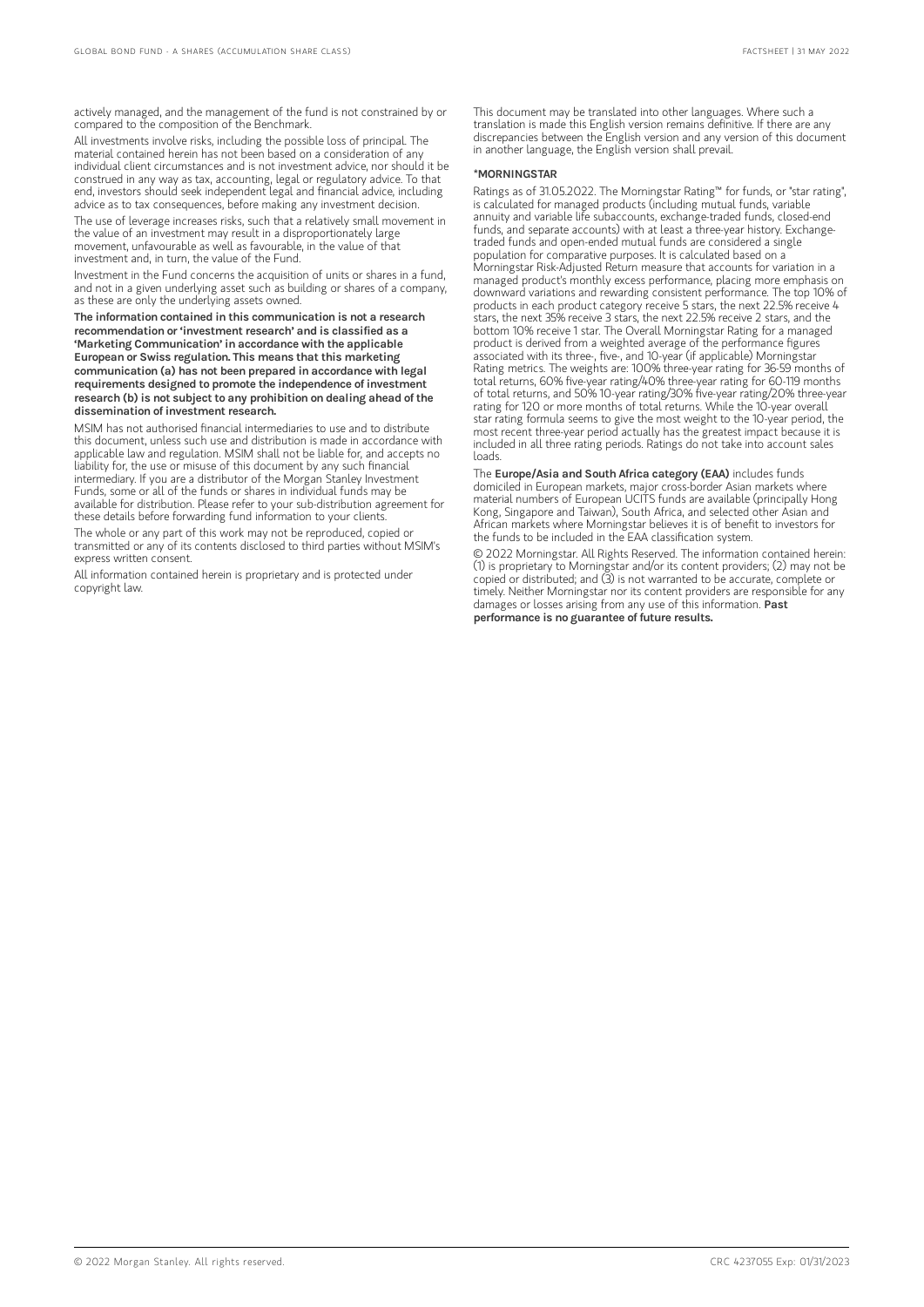actively managed, and the management of the fund is not constrained by or compared to the composition of the Benchmark.

All investments involve risks, including the possible loss of principal. The material contained herein has not been based on a consideration of any individual client circumstances and is not investment advice, nor should it be construed in any way as tax, accounting, legal or regulatory advice. To that end, investors should seek independent legal and financial advice, including advice as to tax consequences, before making any investment decision.

The use of leverage increases risks, such that a relatively small movement in the value of an investment may result in a disproportionately large movement, unfavourable as well as favourable, in the value of that investment and, in turn, the value of the Fund.

Investment in the Fund concerns the acquisition of units or shares in a fund, and not in a given underlying asset such as building or shares of a company, as these are only the underlying assets owned.

**The information contained in this communication is not a research recommendation or 'investment research' and is classified as a 'Marketing Communication' in accordance with the applicable European or Swiss regulation. This means that this marketing communication (a) has not been prepared in accordance with legal requirements designed to promote the independence of investment research (b) is not subject to any prohibition on dealing ahead of the dissemination of investment research.**

MSIM has not authorised financial intermediaries to use and to distribute this document, unless such use and distribution is made in accordance with applicable law and regulation. MSIM shall not be liable for, and accepts no liability for, the use or misuse of this document by any such financial intermediary. If you are a distributor of the Morgan Stanley Investment Funds, some or all of the funds or shares in individual funds may be available for distribution. Please refer to your sub-distribution agreement for these details before forwarding fund information to your clients.

The whole or any part of this work may not be reproduced, copied or transmitted or any of its contents disclosed to third parties without MSIM's express written consent.

All information contained herein is proprietary and is protected under copyright law.

This document may be translated into other languages. Where such a translation is made this English version remains definitive. If there are any discrepancies between the English version and any version of this document in another language, the English version shall prevail.

**\*MORNINGSTAR**

Ratings as of 31.05.2022. The Morningstar Rating™ for funds, or "star rating", is calculated for managed products (including mutual funds, variable annuity and variable life subaccounts, exchange-traded funds, closed-end funds, and separate accounts) with at least a three-year history. Exchange-traded funds and open-ended mutual funds are considered a single population for comparative purposes. It is calculated based on a Morningstar Risk-Adjusted Return measure that accounts for variation in a managed product's monthly excess performance, placing more emphasis on downward variations and rewarding consistent performance. The top 10% of products in each product category receive 5 stars, the next 22.5% receive 4 stars, the next 35% receive 3 stars, the next 22.5% receive 2 stars, and the bottom 10% receive 1 star. The Overall Morningstar Rating for a managed product is derived from a weighted average of the performance figures associated with its three-, five-, and 10-year (if applicable) Morningstar Rating metrics. The weights are: 100% three-year rating for 36-59 months of total returns, 60% five-year rating/40% three-year rating for 60-119 months of total returns, and 50% 10-year rating/30% five-year rating/20% three-year rating for 120 or more months of total returns. While the 10-year overall star rating formula seems to give the most weight to the 10-year period, the most recent three-year period actually has the greatest impact because it is included in all three rating periods. Ratings do not take into account sales loads.

The **Europe/Asia and South Africa category (EAA)** includes funds domiciled in European markets, major cross-border Asian markets where material numbers of European UCITS funds are available (principally Hong Kong, Singapore and Taiwan), South Africa, and selected other Asian and African markets where Morningstar believes it is of benefit to investors for the funds to be included in the EAA classification system.

© 2022 Morningstar. All Rights Reserved. The information contained herein: (1) is proprietary to Morningstar and/or its content providers; (2) may not be copied or distributed; and (3) is not warranted to be accurate, complete or timely. Neither Morningstar nor its content providers are responsible for any damages or losses arising from any use of this information. **Past performance is no guarantee of future results.**

© 2022 Morgan Stanley. All rights reserved.

CRC 4237055 Exp: 01/31/2023